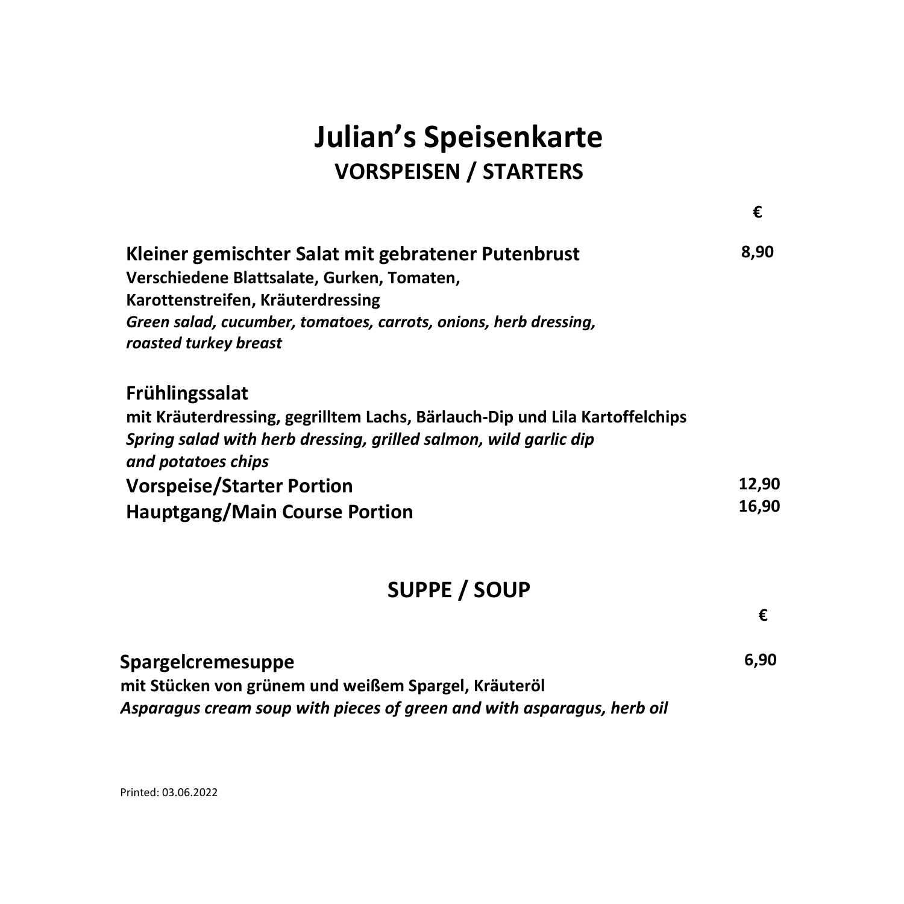# Julian's Speisenkarte

## VORSPEISEN / STARTERS

| | € |
|---|---|
| **Kleiner gemischter Salat mit gebratener Putenbrust**<br>**Verschiedene Blattsalate, Gurken, Tomaten, Karottenstreifen, Kräuterdressing**<br>***Green salad, cucumber, tomatoes, carrots, onions, herb dressing, roasted turkey breast*** | **8,90** |
| **Frühlingssalat**<br>**mit Kräuterdressing, gegrilltem Lachs, Bärlauch-Dip und Lila Kartoffelchips**<br>***Spring salad with herb dressing, grilled salmon, wild garlic dip and potatoes chips*** | |
| **Vorspeise/Starter Portion** | **12,90** |
| **Hauptgang/Main Course Portion** | **16,90** |

## SUPPE / SOUP

| | € |
|---|---|
| **Spargelcremesuppe**<br>**mit Stücken von grünem und weißem Spargel, Kräuteröl**<br>***Asparagus cream soup with pieces of green and with asparagus, herb oil*** | **6,90** |

Printed: 03.06.2022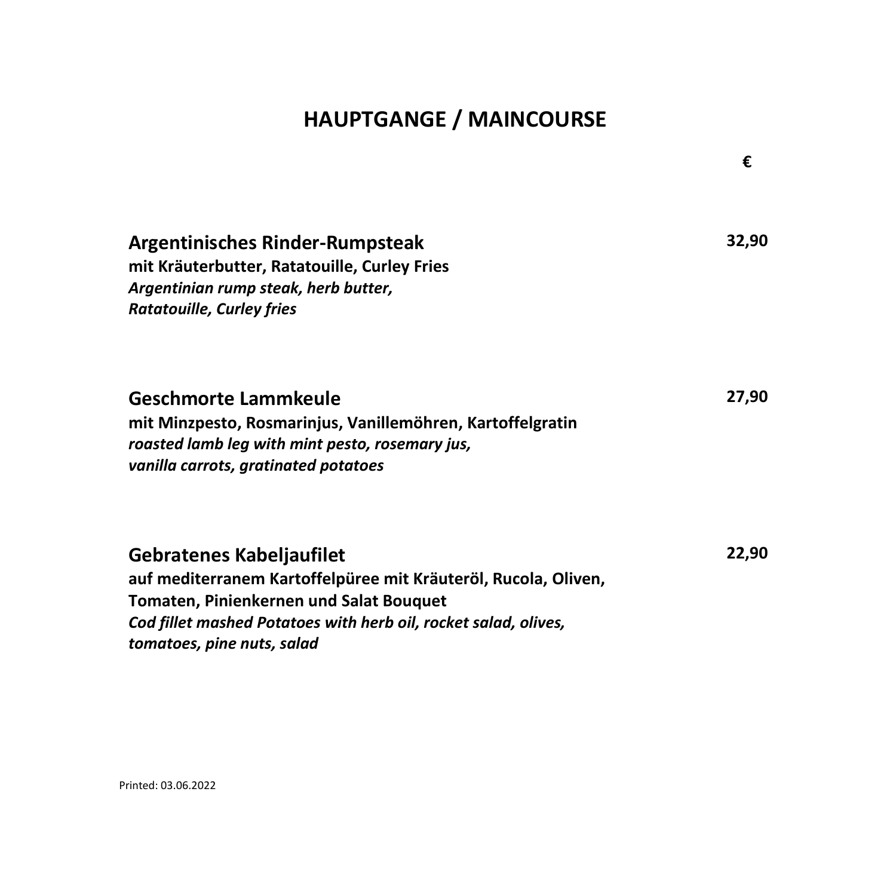# HAUPTGANGE / MAINCOURSE

€

**Argentinisches Rinder-Rumpsteak** **32,90**
**mit Kräuterbutter, Ratatouille, Curley Fries**
***Argentinian rump steak, herb butter,***
***Ratatouille, Curley fries***

**Geschmorte Lammkeule** **27,90**
**mit Minzpesto, Rosmarinjus, Vanillemöhren, Kartoffelgratin**
***roasted lamb leg with mint pesto, rosemary jus,***
***vanilla carrots, gratinated potatoes***

**Gebratenes Kabeljaufilet** **22,90**
**auf mediterranem Kartoffelpüree mit Kräuteröl, Rucola, Oliven,**
**Tomaten, Pinienkernen und Salat Bouquet**
***Cod fillet mashed Potatoes with herb oil, rocket salad, olives,***
***tomatoes, pine nuts, salad***

Printed: 03.06.2022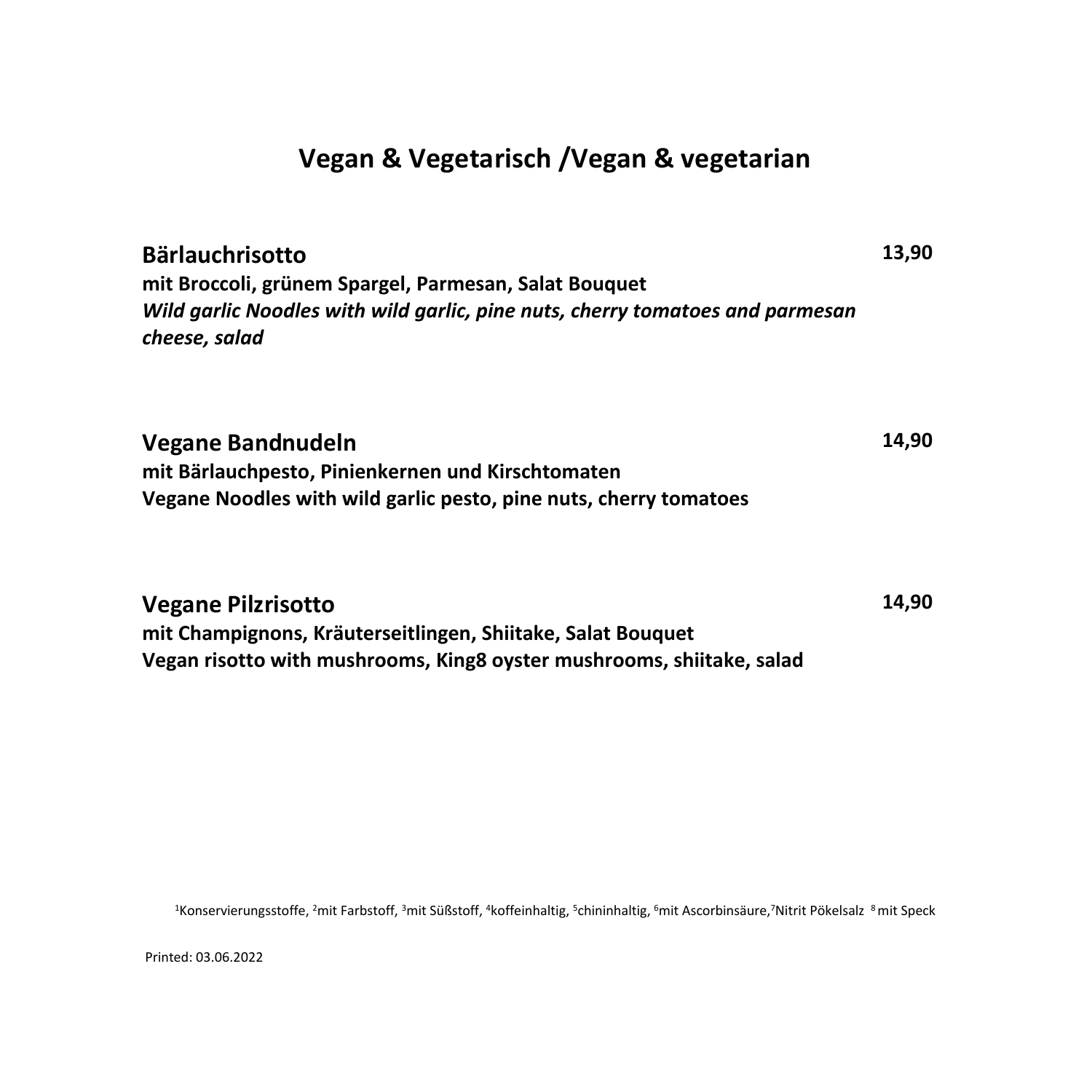# Vegan & Vegetarisch /Vegan & vegetarian

**Bärlauchrisotto** **13,90**
**mit Broccoli, grünem Spargel, Parmesan, Salat Bouquet**
***Wild garlic Noodles with wild garlic, pine nuts, cherry tomatoes and parmesan cheese, salad***

**Vegane Bandnudeln** **14,90**
**mit Bärlauchpesto, Pinienkernen und Kirschtomaten**
**Vegane Noodles with wild garlic pesto, pine nuts, cherry tomatoes**

**Vegane Pilzrisotto** **14,90**
**mit Champignons, Kräuterseitlingen, Shiitake, Salat Bouquet**
**Vegan risotto with mushrooms, King8 oyster mushrooms, shiitake, salad**

[1]Konservierungsstoffe, [2]mit Farbstoff, [3]mit Süßstoff, [4]koffeinhaltig, [5]chininhaltig, [6]mit Ascorbinsäure,[7]Nitrit Pökelsalz [8]mit Speck

Printed: 03.06.2022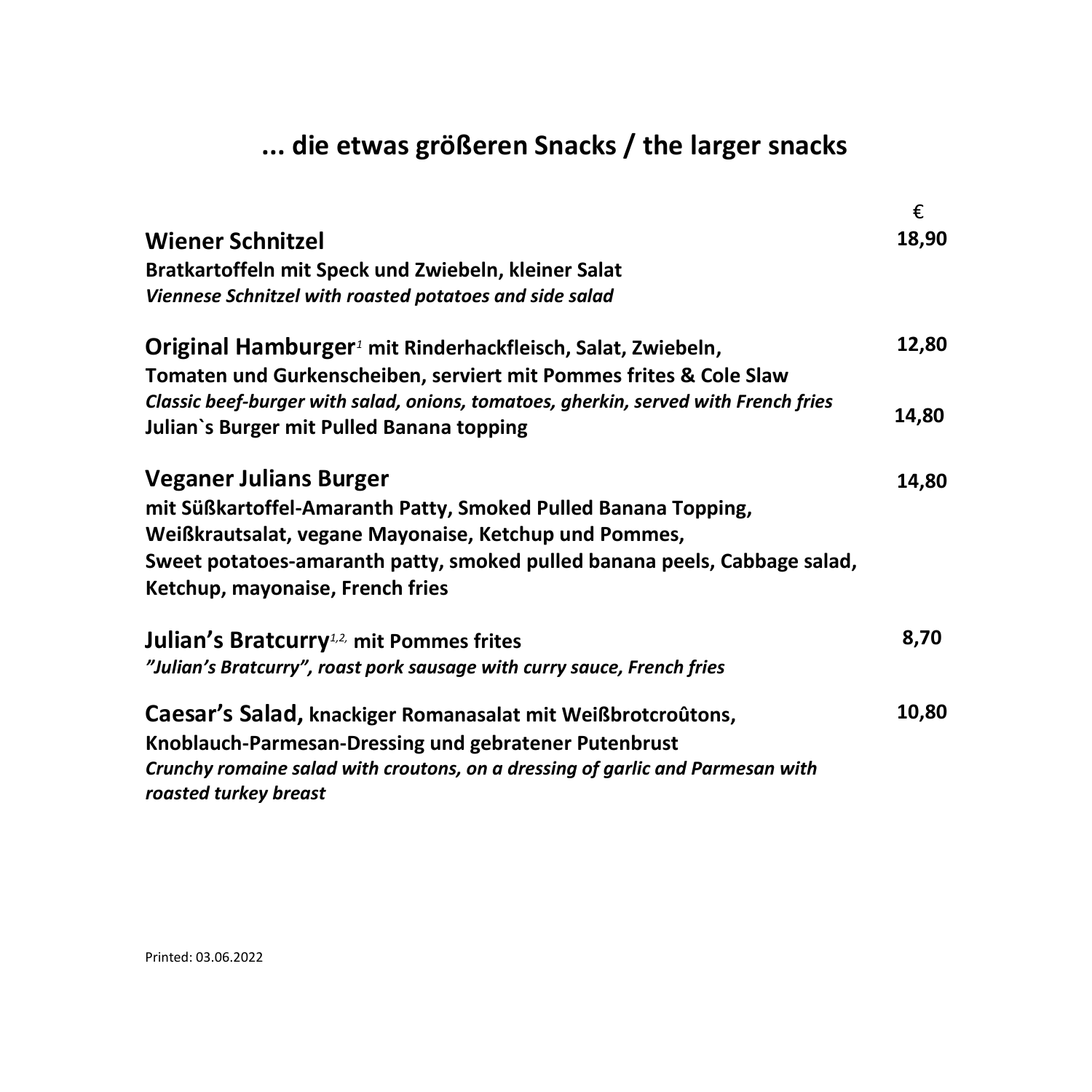# ... die etwas größeren Snacks / the larger snacks

| | € |
|---|---|
| **Wiener Schnitzel**<br>**Bratkartoffeln mit Speck und Zwiebeln, kleiner Salat**<br>***Viennese Schnitzel with roasted potatoes and side salad*** | **18,90** |
| **Original Hamburger**[1] **mit Rinderhackfleisch, Salat, Zwiebeln, Tomaten und Gurkenscheiben, serviert mit Pommes frites & Cole Slaw**<br>***Classic beef-burger with salad, onions, tomatoes, gherkin, served with French fries*** | **12,80** |
| **Julian`s Burger mit Pulled Banana topping** | **14,80** |
| **Veganer Julians Burger**<br>**mit Süßkartoffel-Amaranth Patty, Smoked Pulled Banana Topping, Weißkrautsalat, vegane Mayonaise, Ketchup und Pommes,**<br>**Sweet potatoes-amaranth patty, smoked pulled banana peels, Cabbage salad, Ketchup, mayonaise, French fries** | **14,80** |
| **Julian's Bratcurry**[1,2,] **mit Pommes frites**<br>***"Julian's Bratcurry", roast pork sausage with curry sauce, French fries*** | **8,70** |
| **Caesar's Salad, knackiger Romanasalat mit Weißbrotcroûtons, Knoblauch-Parmesan-Dressing und gebratener Putenbrust**<br>***Crunchy romaine salad with croutons, on a dressing of garlic and Parmesan with roasted turkey breast*** | **10,80** |

Printed: 03.06.2022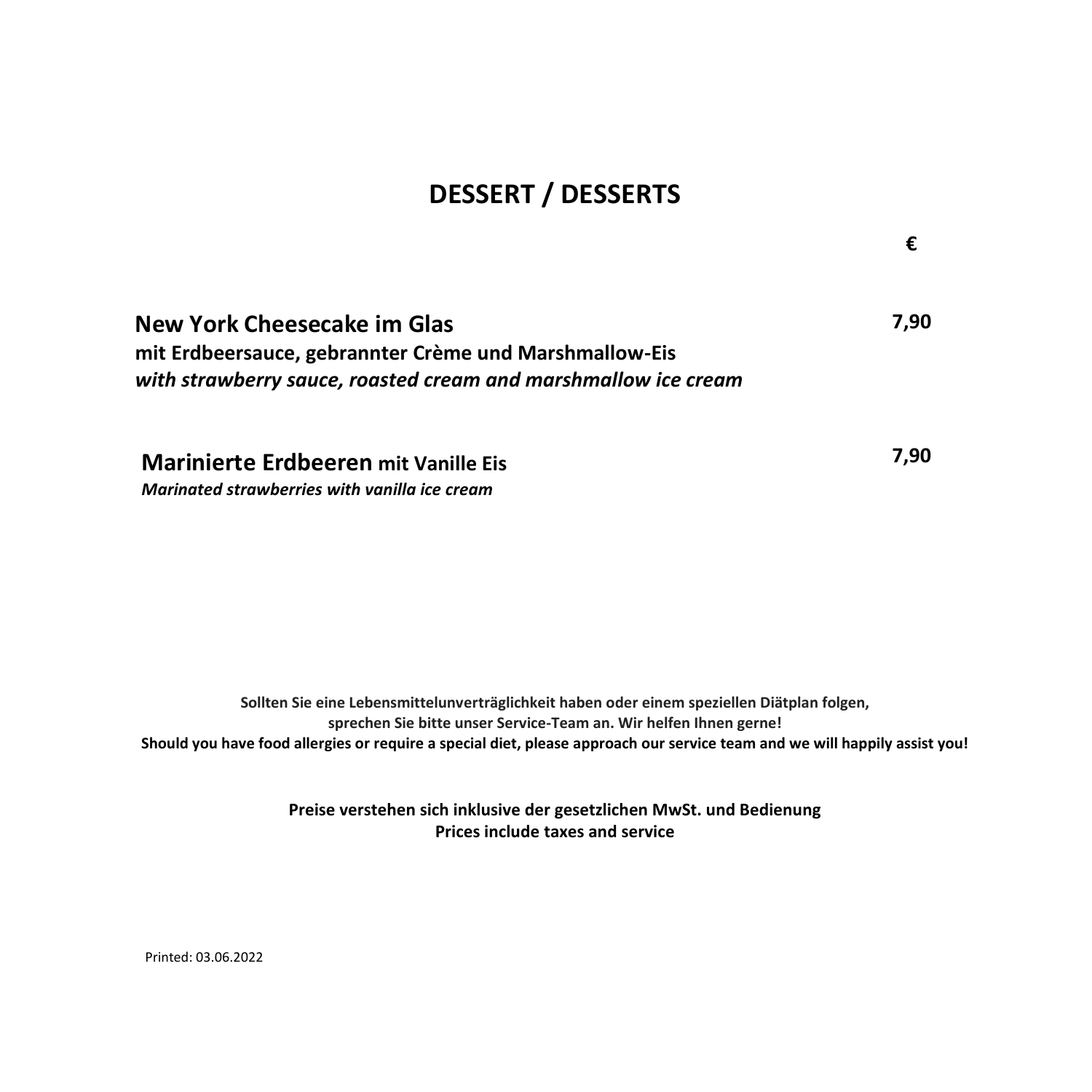# DESSERT / DESSERTS

€

**New York Cheesecake im Glas** **7,90**
**mit Erdbeersauce, gebrannter Crème und Marshmallow-Eis**
***with strawberry sauce, roasted cream and marshmallow ice cream***

**Marinierte Erdbeeren mit Vanille Eis** **7,90**
***Marinated strawberries with vanilla ice cream***

**Sollten Sie eine Lebensmittelunverträglichkeit haben oder einem speziellen Diätplan folgen, sprechen Sie bitte unser Service-Team an. Wir helfen Ihnen gerne!**
**Should you have food allergies or require a special diet, please approach our service team and we will happily assist you!**

**Preise verstehen sich inklusive der gesetzlichen MwSt. und Bedienung**
**Prices include taxes and service**

Printed: 03.06.2022